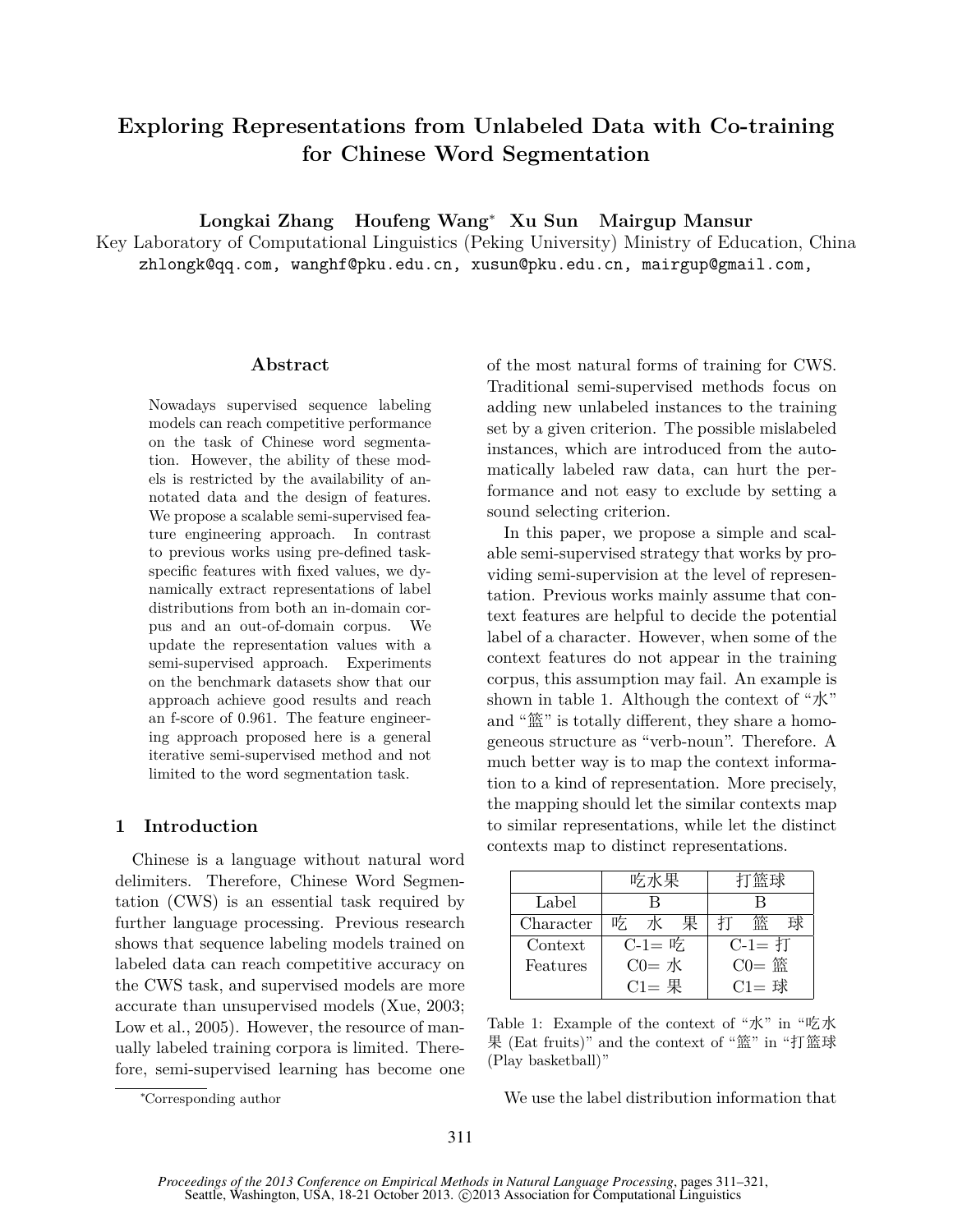# Exploring Representations from Unlabeled Data with Co-training for Chinese Word Segmentation

**Longkai Zhang  Houfeng Wang[*]  Xu Sun  Mairgup Mansur**

Key Laboratory of Computational Linguistics (Peking University) Ministry of Education, China

zhlongk@qq.com, wanghf@pku.edu.cn, xusun@pku.edu.cn, mairgup@gmail.com,

## Abstract

Nowadays supervised sequence labeling models can reach competitive performance on the task of Chinese word segmentation. However, the ability of these models is restricted by the availability of annotated data and the design of features. We propose a scalable semi-supervised feature engineering approach. In contrast to previous works using pre-defined task-specific features with fixed values, we dynamically extract representations of label distributions from both an in-domain corpus and an out-of-domain corpus. We update the representation values with a semi-supervised approach. Experiments on the benchmark datasets show that our approach achieve good results and reach an f-score of 0.961. The feature engineering approach proposed here is a general iterative semi-supervised method and not limited to the word segmentation task.

## 1 Introduction

Chinese is a language without natural word delimiters. Therefore, Chinese Word Segmentation (CWS) is an essential task required by further language processing. Previous research shows that sequence labeling models trained on labeled data can reach competitive accuracy on the CWS task, and supervised models are more accurate than unsupervised models (Xue, 2003; Low et al., 2005). However, the resource of manually labeled training corpora is limited. Therefore, semi-supervised learning has become one of the most natural forms of training for CWS. Traditional semi-supervised methods focus on adding new unlabeled instances to the training set by a given criterion. The possible mislabeled instances, which are introduced from the automatically labeled raw data, can hurt the performance and not easy to exclude by setting a sound selecting criterion.

In this paper, we propose a simple and scalable semi-supervised strategy that works by providing semi-supervision at the level of representation. Previous works mainly assume that context features are helpful to decide the potential label of a character. However, when some of the context features do not appear in the training corpus, this assumption may fail. An example is shown in table 1. Although the context of “水” and “篮” is totally different, they share a homogeneous structure as “verb-noun”. Therefore. A much better way is to map the context information to a kind of representation. More precisely, the mapping should let the similar contexts map to similar representations, while let the distinct contexts map to distinct representations.

| | 吃水果 | 打篮球 |
|---|---|---|
| Label | B | B |
| Character | 吃 水 果 | 打 篮 球 |
| Context Features | C-1= 吃<br>C0= 水<br>C1= 果 | C-1= 打<br>C0= 篮<br>C1= 球 |

Table 1: Example of the context of “水” in “吃水果 (Eat fruits)” and the context of “篮” in “打篮球 (Play basketball)”

We use the label distribution information that

[*]Corresponding author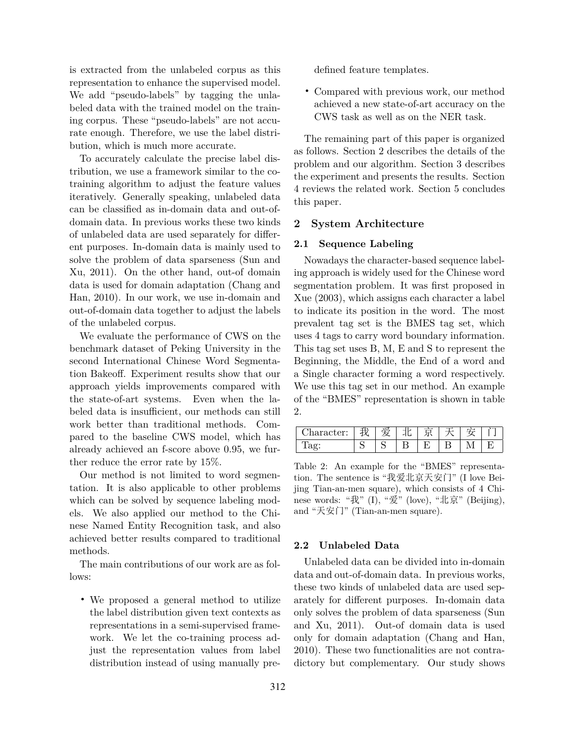is extracted from the unlabeled corpus as this representation to enhance the supervised model. We add "pseudo-labels" by tagging the unlabeled data with the trained model on the training corpus. These "pseudo-labels" are not accurate enough. Therefore, we use the label distribution, which is much more accurate.

To accurately calculate the precise label distribution, we use a framework similar to the co-training algorithm to adjust the feature values iteratively. Generally speaking, unlabeled data can be classified as in-domain data and out-of-domain data. In previous works these two kinds of unlabeled data are used separately for different purposes. In-domain data is mainly used to solve the problem of data sparseness (Sun and Xu, 2011). On the other hand, out-of domain data is used for domain adaptation (Chang and Han, 2010). In our work, we use in-domain and out-of-domain data together to adjust the labels of the unlabeled corpus.

We evaluate the performance of CWS on the benchmark dataset of Peking University in the second International Chinese Word Segmentation Bakeoff. Experiment results show that our approach yields improvements compared with the state-of-art systems. Even when the labeled data is insufficient, our methods can still work better than traditional methods. Compared to the baseline CWS model, which has already achieved an f-score above 0.95, we further reduce the error rate by 15%.

Our method is not limited to word segmentation. It is also applicable to other problems which can be solved by sequence labeling models. We also applied our method to the Chinese Named Entity Recognition task, and also achieved better results compared to traditional methods.

The main contributions of our work are as follows:

- We proposed a general method to utilize the label distribution given text contexts as representations in a semi-supervised framework. We let the co-training process adjust the representation values from label distribution instead of using manually predefined feature templates.
- Compared with previous work, our method achieved a new state-of-art accuracy on the CWS task as well as on the NER task.

The remaining part of this paper is organized as follows. Section 2 describes the details of the problem and our algorithm. Section 3 describes the experiment and presents the results. Section 4 reviews the related work. Section 5 concludes this paper.

## 2 System Architecture

### 2.1 Sequence Labeling

Nowadays the character-based sequence labeling approach is widely used for the Chinese word segmentation problem. It was first proposed in Xue (2003), which assigns each character a label to indicate its position in the word. The most prevalent tag set is the BMES tag set, which uses 4 tags to carry word boundary information. This tag set uses B, M, E and S to represent the Beginning, the Middle, the End of a word and a Single character forming a word respectively. We use this tag set in our method. An example of the "BMES" representation is shown in table 2.

| Character: | 我 | 爱 | 北 | 京 | 天 | 安 | 门 |
|---|---|---|---|---|---|---|---|
| Tag: | S | S | B | E | B | M | E |

Table 2: An example for the "BMES" representation. The sentence is "我爱北京天安门" (I love Beijing Tian-an-men square), which consists of 4 Chinese words: "我" (I), "爱" (love), "北京" (Beijing), and "天安门" (Tian-an-men square).

### 2.2 Unlabeled Data

Unlabeled data can be divided into in-domain data and out-of-domain data. In previous works, these two kinds of unlabeled data are used separately for different purposes. In-domain data only solves the problem of data sparseness (Sun and Xu, 2011). Out-of domain data is used only for domain adaptation (Chang and Han, 2010). These two functionalities are not contradictory but complementary. Our study shows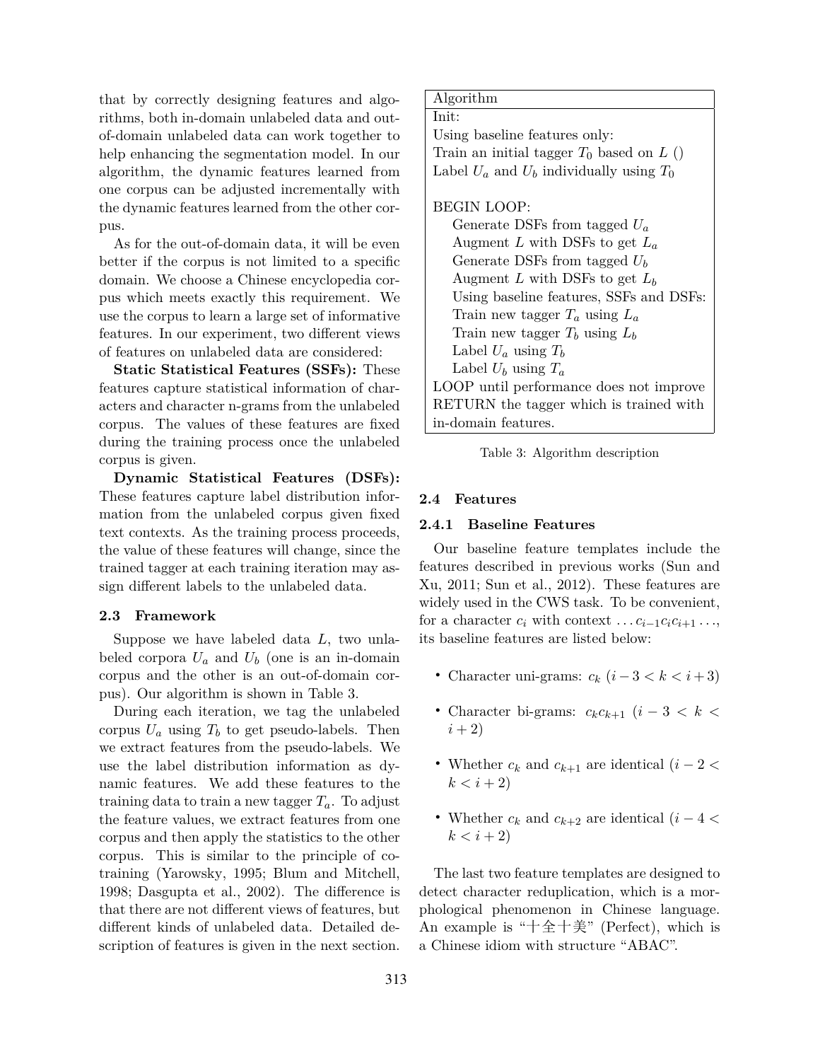that by correctly designing features and algorithms, both in-domain unlabeled data and out-of-domain unlabeled data can work together to help enhancing the segmentation model. In our algorithm, the dynamic features learned from one corpus can be adjusted incrementally with the dynamic features learned from the other corpus.

As for the out-of-domain data, it will be even better if the corpus is not limited to a specific domain. We choose a Chinese encyclopedia corpus which meets exactly this requirement. We use the corpus to learn a large set of informative features. In our experiment, two different views of features on unlabeled data are considered:

**Static Statistical Features (SSFs):** These features capture statistical information of characters and character n-grams from the unlabeled corpus. The values of these features are fixed during the training process once the unlabeled corpus is given.

**Dynamic Statistical Features (DSFs):** These features capture label distribution information from the unlabeled corpus given fixed text contexts. As the training process proceeds, the value of these features will change, since the trained tagger at each training iteration may assign different labels to the unlabeled data.

### 2.3 Framework

Suppose we have labeled data $L$, two unlabeled corpora $U_a$ and $U_b$ (one is an in-domain corpus and the other is an out-of-domain corpus). Our algorithm is shown in Table 3.

During each iteration, we tag the unlabeled corpus $U_a$ using $T_b$ to get pseudo-labels. Then we extract features from the pseudo-labels. We use the label distribution information as dynamic features. We add these features to the training data to train a new tagger $T_a$. To adjust the feature values, we extract features from one corpus and then apply the statistics to the other corpus. This is similar to the principle of co-training (Yarowsky, 1995; Blum and Mitchell, 1998; Dasgupta et al., 2002). The difference is that there are not different views of features, but different kinds of unlabeled data. Detailed description of features is given in the next section.

| Algorithm |
| --- |
| Init: |
| Using baseline features only: |
| Train an initial tagger $T_0$ based on $L$ () |
| Label $U_a$ and $U_b$ individually using $T_0$ |
| |
| BEGIN LOOP: |
| &nbsp;&nbsp;&nbsp;&nbsp;Generate DSFs from tagged $U_a$ |
| &nbsp;&nbsp;&nbsp;&nbsp;Augment $L$ with DSFs to get $L_a$ |
| &nbsp;&nbsp;&nbsp;&nbsp;Generate DSFs from tagged $U_b$ |
| &nbsp;&nbsp;&nbsp;&nbsp;Augment $L$ with DSFs to get $L_b$ |
| &nbsp;&nbsp;&nbsp;&nbsp;Using baseline features, SSFs and DSFs: |
| &nbsp;&nbsp;&nbsp;&nbsp;Train new tagger $T_a$ using $L_a$ |
| &nbsp;&nbsp;&nbsp;&nbsp;Train new tagger $T_b$ using $L_b$ |
| &nbsp;&nbsp;&nbsp;&nbsp;Label $U_a$ using $T_b$ |
| &nbsp;&nbsp;&nbsp;&nbsp;Label $U_b$ using $T_a$ |
| LOOP until performance does not improve |
| RETURN the tagger which is trained with in-domain features. |

Table 3: Algorithm description

### 2.4 Features

#### 2.4.1 Baseline Features

Our baseline feature templates include the features described in previous works (Sun and Xu, 2011; Sun et al., 2012). These features are widely used in the CWS task. To be convenient, for a character $c_i$ with context $\ldots c_{i-1} c_i c_{i+1} \ldots$, its baseline features are listed below:

- Character uni-grams: $c_k$ $(i-3 < k < i+3)$
- Character bi-grams: $c_k c_{k+1}$ $(i-3 < k < i+2)$
- Whether $c_k$ and $c_{k+1}$ are identical $(i-2 < k < i+2)$
- Whether $c_k$ and $c_{k+2}$ are identical $(i-4 < k < i+2)$

The last two feature templates are designed to detect character reduplication, which is a morphological phenomenon in Chinese language. An example is "十全十美" (Perfect), which is a Chinese idiom with structure "ABAC".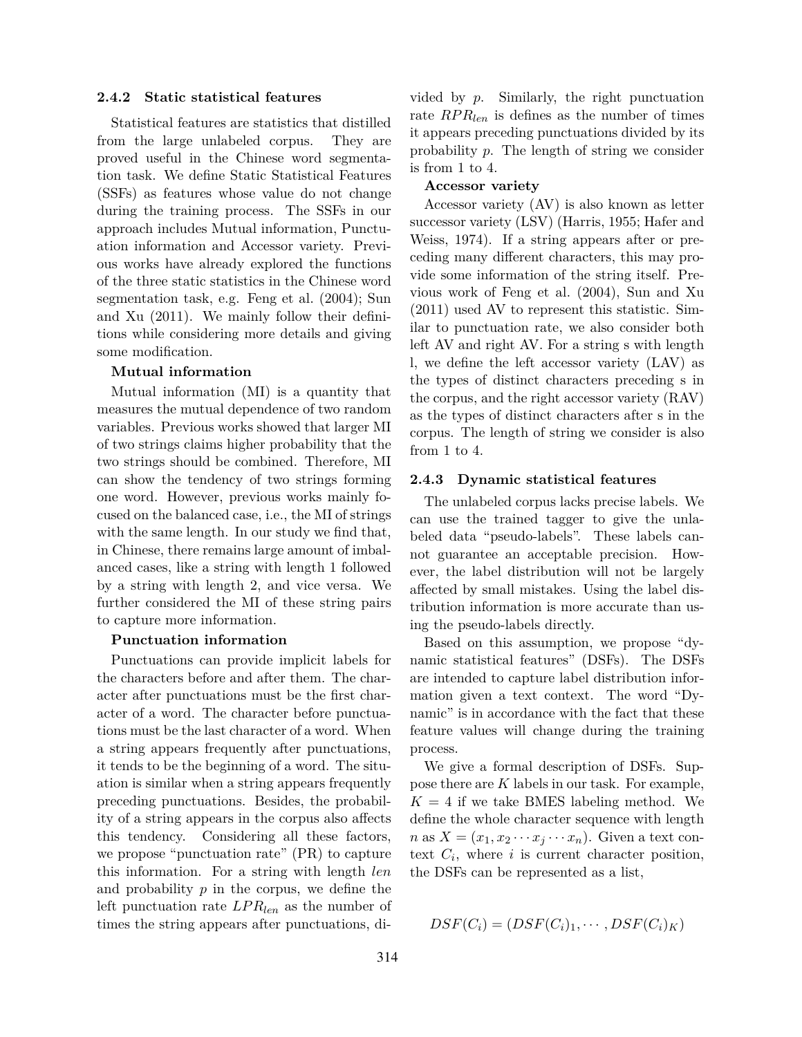### 2.4.2 Static statistical features

Statistical features are statistics that distilled from the large unlabeled corpus. They are proved useful in the Chinese word segmentation task. We define Static Statistical Features (SSFs) as features whose value do not change during the training process. The SSFs in our approach includes Mutual information, Punctuation information and Accessor variety. Previous works have already explored the functions of the three static statistics in the Chinese word segmentation task, e.g. Feng et al. (2004); Sun and Xu (2011). We mainly follow their definitions while considering more details and giving some modification.

**Mutual information**

Mutual information (MI) is a quantity that measures the mutual dependence of two random variables. Previous works showed that larger MI of two strings claims higher probability that the two strings should be combined. Therefore, MI can show the tendency of two strings forming one word. However, previous works mainly focused on the balanced case, i.e., the MI of strings with the same length. In our study we find that, in Chinese, there remains large amount of imbalanced cases, like a string with length 1 followed by a string with length 2, and vice versa. We further considered the MI of these string pairs to capture more information.

**Punctuation information**

Punctuations can provide implicit labels for the characters before and after them. The character after punctuations must be the first character of a word. The character before punctuations must be the last character of a word. When a string appears frequently after punctuations, it tends to be the beginning of a word. The situation is similar when a string appears frequently preceding punctuations. Besides, the probability of a string appears in the corpus also affects this tendency. Considering all these factors, we propose "punctuation rate" (PR) to capture this information. For a string with length $len$ and probability $p$ in the corpus, we define the left punctuation rate $LPR_{len}$ as the number of times the string appears after punctuations, divided by $p$. Similarly, the right punctuation rate $RPR_{len}$ is defines as the number of times it appears preceding punctuations divided by its probability $p$. The length of string we consider is from 1 to 4.

**Accessor variety**

Accessor variety (AV) is also known as letter successor variety (LSV) (Harris, 1955; Hafer and Weiss, 1974). If a string appears after or preceding many different characters, this may provide some information of the string itself. Previous work of Feng et al. (2004), Sun and Xu (2011) used AV to represent this statistic. Similar to punctuation rate, we also consider both left AV and right AV. For a string s with length l, we define the left accessor variety (LAV) as the types of distinct characters preceding s in the corpus, and the right accessor variety (RAV) as the types of distinct characters after s in the corpus. The length of string we consider is also from 1 to 4.

### 2.4.3 Dynamic statistical features

The unlabeled corpus lacks precise labels. We can use the trained tagger to give the unlabeled data "pseudo-labels". These labels cannot guarantee an acceptable precision. However, the label distribution will not be largely affected by small mistakes. Using the label distribution information is more accurate than using the pseudo-labels directly.

Based on this assumption, we propose "dynamic statistical features" (DSFs). The DSFs are intended to capture label distribution information given a text context. The word "Dynamic" is in accordance with the fact that these feature values will change during the training process.

We give a formal description of DSFs. Suppose there are $K$ labels in our task. For example, $K = 4$ if we take BMES labeling method. We define the whole character sequence with length $n$ as $X = (x_1, x_2 \cdots x_j \cdots x_n)$. Given a text context $C_i$, where $i$ is current character position, the DSFs can be represented as a list,

$$DSF(C_i) = (DSF(C_i)_1, \cdots, DSF(C_i)_K)$$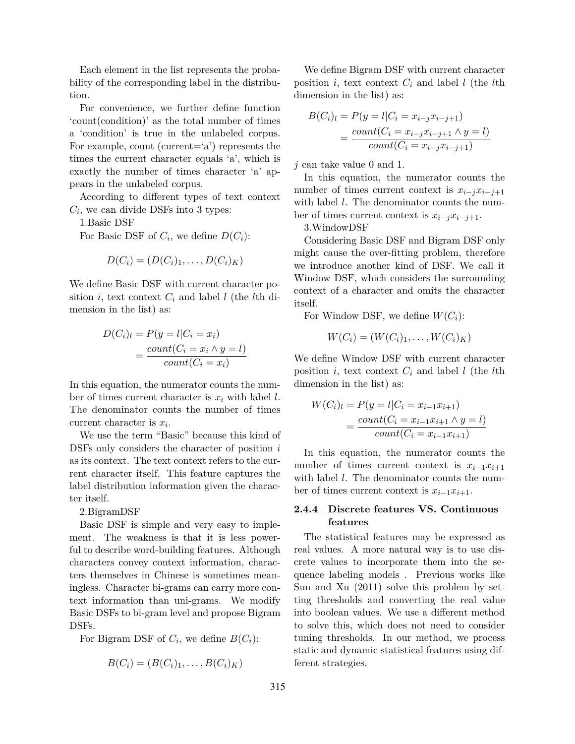Each element in the list represents the probability of the corresponding label in the distribution.

For convenience, we further define function 'count(condition)' as the total number of times a 'condition' is true in the unlabeled corpus. For example, count (current='a') represents the times the current character equals 'a', which is exactly the number of times character 'a' appears in the unlabeled corpus.

According to different types of text context $C_i$, we can divide DSFs into 3 types:

1.Basic DSF

For Basic DSF of $C_i$, we define $D(C_i)$:

$$D(C_i) = (D(C_i)_1, \ldots, D(C_i)_K)$$

We define Basic DSF with current character position $i$, text context $C_i$ and label $l$ (the $l$th dimension in the list) as:

$$\begin{aligned} D(C_i)_l &= P(y = l | C_i = x_i) \\ &= \frac{count(C_i = x_i \wedge y = l)}{count(C_i = x_i)} \end{aligned}$$

In this equation, the numerator counts the number of times current character is $x_i$ with label $l$. The denominator counts the number of times current character is $x_i$.

We use the term "Basic" because this kind of DSFs only considers the character of position $i$ as its context. The text context refers to the current character itself. This feature captures the label distribution information given the character itself.

2.BigramDSF

Basic DSF is simple and very easy to implement. The weakness is that it is less powerful to describe word-building features. Although characters convey context information, characters themselves in Chinese is sometimes meaningless. Character bi-grams can carry more context information than uni-grams. We modify Basic DSFs to bi-gram level and propose Bigram DSFs.

For Bigram DSF of $C_i$, we define $B(C_i)$:

$$B(C_i) = (B(C_i)_1, \ldots, B(C_i)_K)$$

We define Bigram DSF with current character position $i$, text context $C_i$ and label $l$ (the $l$th dimension in the list) as:

$$\begin{aligned} B(C_i)_l &= P(y = l | C_i = x_{i-j}x_{i-j+1}) \\ &= \frac{count(C_i = x_{i-j}x_{i-j+1} \wedge y = l)}{count(C_i = x_{i-j}x_{i-j+1})} \end{aligned}$$

$j$ can take value 0 and 1.

In this equation, the numerator counts the number of times current context is $x_{i-j}x_{i-j+1}$ with label $l$. The denominator counts the number of times current context is $x_{i-j}x_{i-j+1}$.

3.WindowDSF

Considering Basic DSF and Bigram DSF only might cause the over-fitting problem, therefore we introduce another kind of DSF. We call it Window DSF, which considers the surrounding context of a character and omits the character itself.

For Window DSF, we define $W(C_i)$:

$$W(C_i) = (W(C_i)_1, \ldots, W(C_i)_K)$$

We define Window DSF with current character position $i$, text context $C_i$ and label $l$ (the $l$th dimension in the list) as:

$$\begin{aligned} W(C_i)_l &= P(y = l | C_i = x_{i-1}x_{i+1}) \\ &= \frac{count(C_i = x_{i-1}x_{i+1} \wedge y = l)}{count(C_i = x_{i-1}x_{i+1})} \end{aligned}$$

In this equation, the numerator counts the number of times current context is $x_{i-1}x_{i+1}$ with label $l$. The denominator counts the number of times current context is $x_{i-1}x_{i+1}$.

#### 2.4.4 Discrete features VS. Continuous features

The statistical features may be expressed as real values. A more natural way is to use discrete values to incorporate them into the sequence labeling models . Previous works like Sun and Xu (2011) solve this problem by setting thresholds and converting the real value into boolean values. We use a different method to solve this, which does not need to consider tuning thresholds. In our method, we process static and dynamic statistical features using different strategies.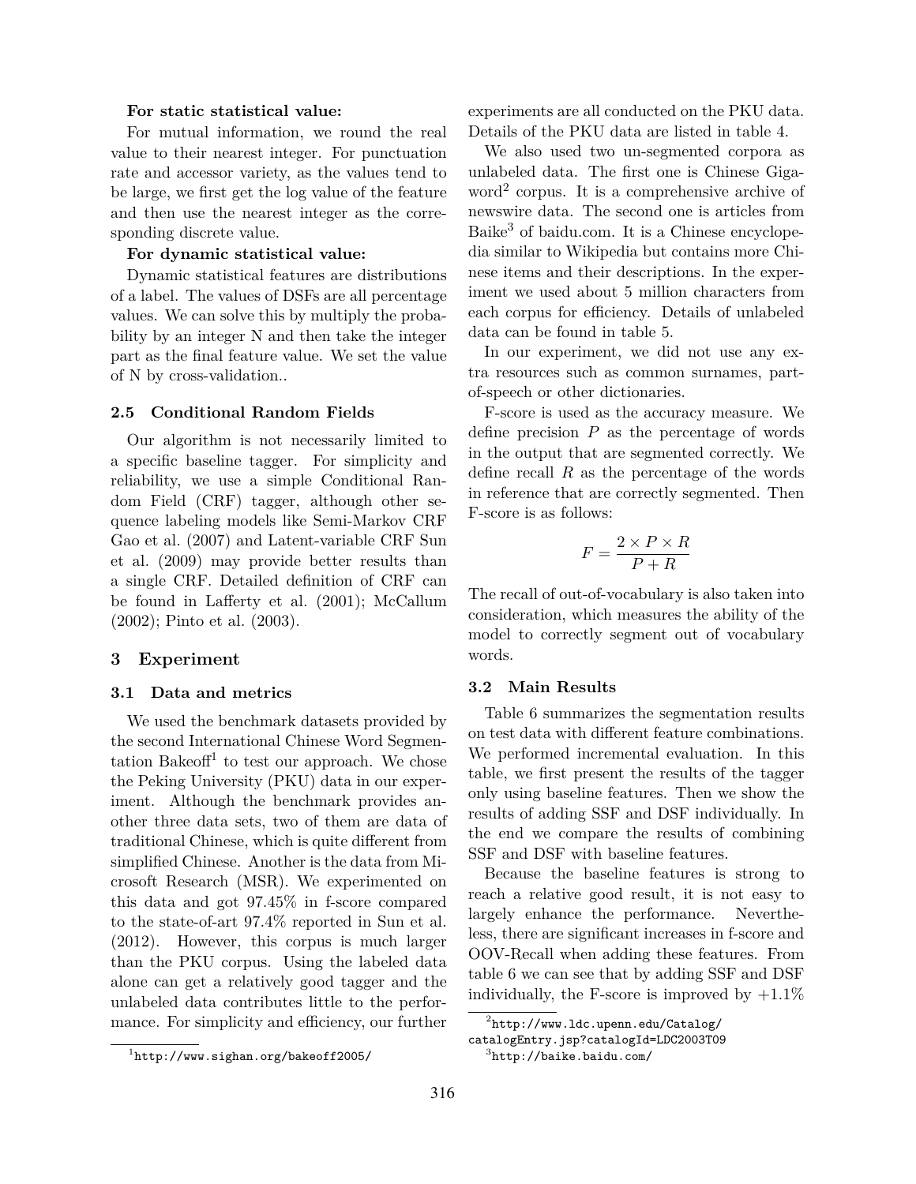**For static statistical value:**

For mutual information, we round the real value to their nearest integer. For punctuation rate and accessor variety, as the values tend to be large, we first get the log value of the feature and then use the nearest integer as the corresponding discrete value.

**For dynamic statistical value:**

Dynamic statistical features are distributions of a label. The values of DSFs are all percentage values. We can solve this by multiply the probability by an integer N and then take the integer part as the final feature value. We set the value of N by cross-validation..

### 2.5 Conditional Random Fields

Our algorithm is not necessarily limited to a specific baseline tagger. For simplicity and reliability, we use a simple Conditional Random Field (CRF) tagger, although other sequence labeling models like Semi-Markov CRF Gao et al. (2007) and Latent-variable CRF Sun et al. (2009) may provide better results than a single CRF. Detailed definition of CRF can be found in Lafferty et al. (2001); McCallum (2002); Pinto et al. (2003).

## 3 Experiment

### 3.1 Data and metrics

We used the benchmark datasets provided by the second International Chinese Word Segmentation Bakeoff[1] to test our approach. We chose the Peking University (PKU) data in our experiment. Although the benchmark provides another three data sets, two of them are data of traditional Chinese, which is quite different from simplified Chinese. Another is the data from Microsoft Research (MSR). We experimented on this data and got 97.45% in f-score compared to the state-of-art 97.4% reported in Sun et al. (2012). However, this corpus is much larger than the PKU corpus. Using the labeled data alone can get a relatively good tagger and the unlabeled data contributes little to the performance. For simplicity and efficiency, our further experiments are all conducted on the PKU data. Details of the PKU data are listed in table 4.

We also used two un-segmented corpora as unlabeled data. The first one is Chinese Gigaword[2] corpus. It is a comprehensive archive of newswire data. The second one is articles from Baike[3] of baidu.com. It is a Chinese encyclopedia similar to Wikipedia but contains more Chinese items and their descriptions. In the experiment we used about 5 million characters from each corpus for efficiency. Details of unlabeled data can be found in table 5.

In our experiment, we did not use any extra resources such as common surnames, part-of-speech or other dictionaries.

F-score is used as the accuracy measure. We define precision $P$ as the percentage of words in the output that are segmented correctly. We define recall $R$ as the percentage of the words in reference that are correctly segmented. Then F-score is as follows:

$$F = \frac{2 \times P \times R}{P + R}$$

The recall of out-of-vocabulary is also taken into consideration, which measures the ability of the model to correctly segment out of vocabulary words.

### 3.2 Main Results

Table 6 summarizes the segmentation results on test data with different feature combinations. We performed incremental evaluation. In this table, we first present the results of the tagger only using baseline features. Then we show the results of adding SSF and DSF individually. In the end we compare the results of combining SSF and DSF with baseline features.

Because the baseline features is strong to reach a relative good result, it is not easy to largely enhance the performance. Nevertheless, there are significant increases in f-score and OOV-Recall when adding these features. From table 6 we can see that by adding SSF and DSF individually, the F-score is improved by +1.1%

[1] http://www.sighan.org/bakeoff2005/

[2] http://www.ldc.upenn.edu/Catalog/catalogEntry.jsp?catalogId=LDC2003T09

[3] http://baike.baidu.com/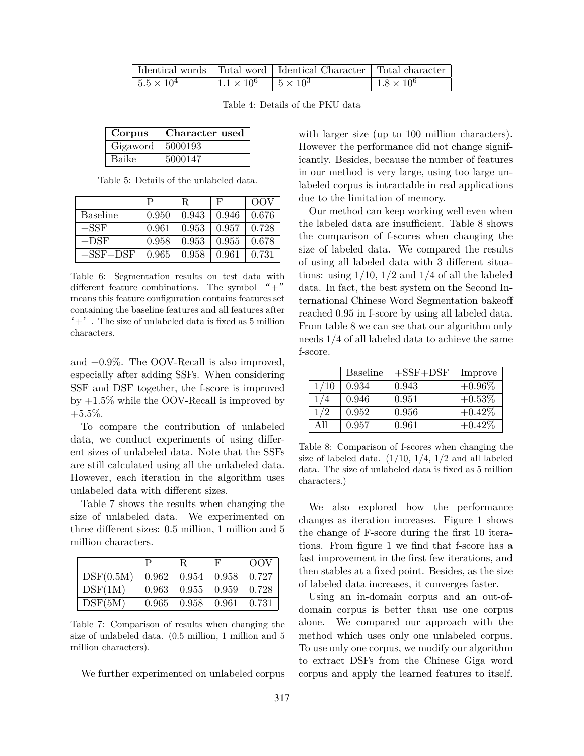| Identical words | Total word | Identical Character | Total character |
|---|---|---|---|
| $5.5 \times 10^4$ | $1.1 \times 10^6$ | $5 \times 10^3$ | $1.8 \times 10^6$ |

Table 4: Details of the PKU data

| **Corpus** | **Character used** |
|---|---|
| Gigaword | 5000193 |
| Baike | 5000147 |

Table 5: Details of the unlabeled data.

| | P | R | F | OOV |
|---|---|---|---|---|
| Baseline | 0.950 | 0.943 | 0.946 | 0.676 |
| +SSF | 0.961 | 0.953 | 0.957 | 0.728 |
| +DSF | 0.958 | 0.953 | 0.955 | 0.678 |
| +SSF+DSF | 0.965 | 0.958 | 0.961 | 0.731 |

Table 6: Segmentation results on test data with different feature combinations. The symbol "+" means this feature configuration contains features set containing the baseline features and all features after '+'. The size of unlabeled data is fixed as 5 million characters.

and +0.9%. The OOV-Recall is also improved, especially after adding SSFs. When considering SSF and DSF together, the f-score is improved by +1.5% while the OOV-Recall is improved by +5.5%.

To compare the contribution of unlabeled data, we conduct experiments of using different sizes of unlabeled data. Note that the SSFs are still calculated using all the unlabeled data. However, each iteration in the algorithm uses unlabeled data with different sizes.

Table 7 shows the results when changing the size of unlabeled data. We experimented on three different sizes: 0.5 million, 1 million and 5 million characters.

| | P | R | F | OOV |
|---|---|---|---|---|
| DSF(0.5M) | 0.962 | 0.954 | 0.958 | 0.727 |
| DSF(1M) | 0.963 | 0.955 | 0.959 | 0.728 |
| DSF(5M) | 0.965 | 0.958 | 0.961 | 0.731 |

Table 7: Comparison of results when changing the size of unlabeled data. (0.5 million, 1 million and 5 million characters).

We further experimented on unlabeled corpus with larger size (up to 100 million characters). However the performance did not change significantly. Besides, because the number of features in our method is very large, using too large unlabeled corpus is intractable in real applications due to the limitation of memory.

Our method can keep working well even when the labeled data are insufficient. Table 8 shows the comparison of f-scores when changing the size of labeled data. We compared the results of using all labeled data with 3 different situations: using 1/10, 1/2 and 1/4 of all the labeled data. In fact, the best system on the Second International Chinese Word Segmentation bakeoff reached 0.95 in f-score by using all labeled data. From table 8 we can see that our algorithm only needs 1/4 of all labeled data to achieve the same f-score.

| | Baseline | +SSF+DSF | Improve |
|---|---|---|---|
| 1/10 | 0.934 | 0.943 | +0.96% |
| 1/4 | 0.946 | 0.951 | +0.53% |
| 1/2 | 0.952 | 0.956 | +0.42% |
| All | 0.957 | 0.961 | +0.42% |

Table 8: Comparison of f-scores when changing the size of labeled data. (1/10, 1/4, 1/2 and all labeled data. The size of unlabeled data is fixed as 5 million characters.)

We also explored how the performance changes as iteration increases. Figure 1 shows the change of F-score during the first 10 iterations. From figure 1 we find that f-score has a fast improvement in the first few iterations, and then stables at a fixed point. Besides, as the size of labeled data increases, it converges faster.

Using an in-domain corpus and an out-of-domain corpus is better than use one corpus alone. We compared our approach with the method which uses only one unlabeled corpus. To use only one corpus, we modify our algorithm to extract DSFs from the Chinese Giga word corpus and apply the learned features to itself.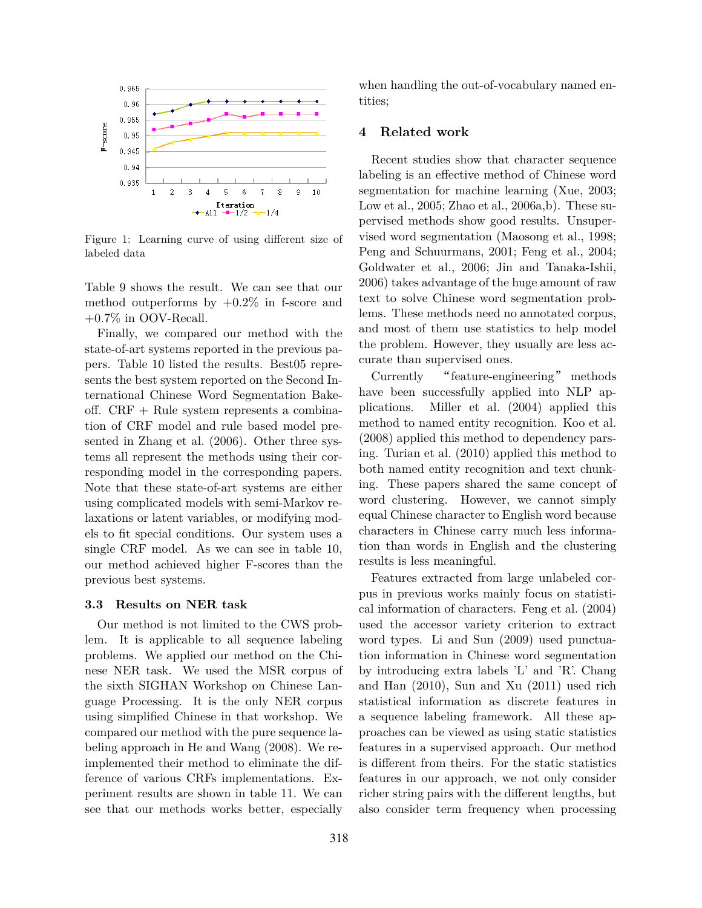Figure 1: Learning curve of using different size of labeled data

Table 9 shows the result. We can see that our method outperforms by +0.2% in f-score and +0.7% in OOV-Recall.

Finally, we compared our method with the state-of-art systems reported in the previous papers. Table 10 listed the results. Best05 represents the best system reported on the Second International Chinese Word Segmentation Bakeoff. CRF + Rule system represents a combination of CRF model and rule based model presented in Zhang et al. (2006). Other three systems all represent the methods using their corresponding model in the corresponding papers. Note that these state-of-art systems are either using complicated models with semi-Markov relaxations or latent variables, or modifying models to fit special conditions. Our system uses a single CRF model. As we can see in table 10, our method achieved higher F-scores than the previous best systems.

### 3.3 Results on NER task

Our method is not limited to the CWS problem. It is applicable to all sequence labeling problems. We applied our method on the Chinese NER task. We used the MSR corpus of the sixth SIGHAN Workshop on Chinese Language Processing. It is the only NER corpus using simplified Chinese in that workshop. We compared our method with the pure sequence labeling approach in He and Wang (2008). We reimplemented their method to eliminate the difference of various CRFs implementations. Experiment results are shown in table 11. We can see that our methods works better, especially when handling the out-of-vocabulary named entities;

## 4 Related work

Recent studies show that character sequence labeling is an effective method of Chinese word segmentation for machine learning (Xue, 2003; Low et al., 2005; Zhao et al., 2006a,b). These supervised methods show good results. Unsupervised word segmentation (Maosong et al., 1998; Peng and Schuurmans, 2001; Feng et al., 2004; Goldwater et al., 2006; Jin and Tanaka-Ishii, 2006) takes advantage of the huge amount of raw text to solve Chinese word segmentation problems. These methods need no annotated corpus, and most of them use statistics to help model the problem. However, they usually are less accurate than supervised ones.

Currently "feature-engineering" methods have been successfully applied into NLP applications. Miller et al. (2004) applied this method to named entity recognition. Koo et al. (2008) applied this method to dependency parsing. Turian et al. (2010) applied this method to both named entity recognition and text chunking. These papers shared the same concept of word clustering. However, we cannot simply equal Chinese character to English word because characters in Chinese carry much less information than words in English and the clustering results is less meaningful.

Features extracted from large unlabeled corpus in previous works mainly focus on statistical information of characters. Feng et al. (2004) used the accessor variety criterion to extract word types. Li and Sun (2009) used punctuation information in Chinese word segmentation by introducing extra labels 'L' and 'R'. Chang and Han (2010), Sun and Xu (2011) used rich statistical information as discrete features in a sequence labeling framework. All these approaches can be viewed as using static statistics features in a supervised approach. Our method is different from theirs. For the static statistics features in our approach, we not only consider richer string pairs with the different lengths, but also consider term frequency when processing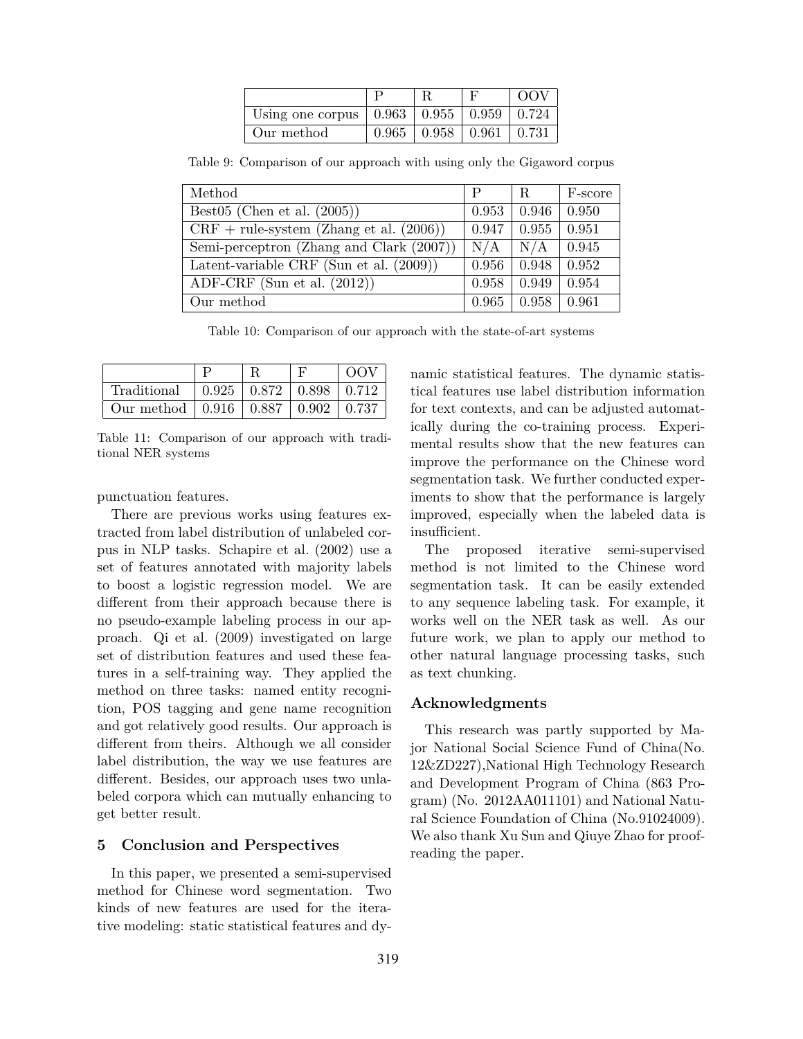| | P | R | F | OOV |
|---|---|---|---|---|
| Using one corpus | 0.963 | 0.955 | 0.959 | 0.724 |
| Our method | 0.965 | 0.958 | 0.961 | 0.731 |

Table 9: Comparison of our approach with using only the Gigaword corpus

| Method | P | R | F-score |
|---|---|---|---|
| Best05 (Chen et al. (2005)) | 0.953 | 0.946 | 0.950 |
| CRF + rule-system (Zhang et al. (2006)) | 0.947 | 0.955 | 0.951 |
| Semi-perceptron (Zhang and Clark (2007)) | N/A | N/A | 0.945 |
| Latent-variable CRF (Sun et al. (2009)) | 0.956 | 0.948 | 0.952 |
| ADF-CRF (Sun et al. (2012)) | 0.958 | 0.949 | 0.954 |
| Our method | 0.965 | 0.958 | 0.961 |

Table 10: Comparison of our approach with the state-of-art systems

| | P | R | F | OOV |
|---|---|---|---|---|
| Traditional | 0.925 | 0.872 | 0.898 | 0.712 |
| Our method | 0.916 | 0.887 | 0.902 | 0.737 |

Table 11: Comparison of our approach with traditional NER systems

punctuation features.

There are previous works using features extracted from label distribution of unlabeled corpus in NLP tasks. Schapire et al. (2002) use a set of features annotated with majority labels to boost a logistic regression model. We are different from their approach because there is no pseudo-example labeling process in our approach. Qi et al. (2009) investigated on large set of distribution features and used these features in a self-training way. They applied the method on three tasks: named entity recognition, POS tagging and gene name recognition and got relatively good results. Our approach is different from theirs. Although we all consider label distribution, the way we use features are different. Besides, our approach uses two unlabeled corpora which can mutually enhancing to get better result.

## 5 Conclusion and Perspectives

In this paper, we presented a semi-supervised method for Chinese word segmentation. Two kinds of new features are used for the iterative modeling: static statistical features and dynamic statistical features. The dynamic statistical features use label distribution information for text contexts, and can be adjusted automatically during the co-training process. Experimental results show that the new features can improve the performance on the Chinese word segmentation task. We further conducted experiments to show that the performance is largely improved, especially when the labeled data is insufficient.

The proposed iterative semi-supervised method is not limited to the Chinese word segmentation task. It can be easily extended to any sequence labeling task. For example, it works well on the NER task as well. As our future work, we plan to apply our method to other natural language processing tasks, such as text chunking.

## Acknowledgments

This research was partly supported by Major National Social Science Fund of China(No. 12&ZD227),National High Technology Research and Development Program of China (863 Program) (No. 2012AA011101) and National Natural Science Foundation of China (No.91024009). We also thank Xu Sun and Qiuye Zhao for proofreading the paper.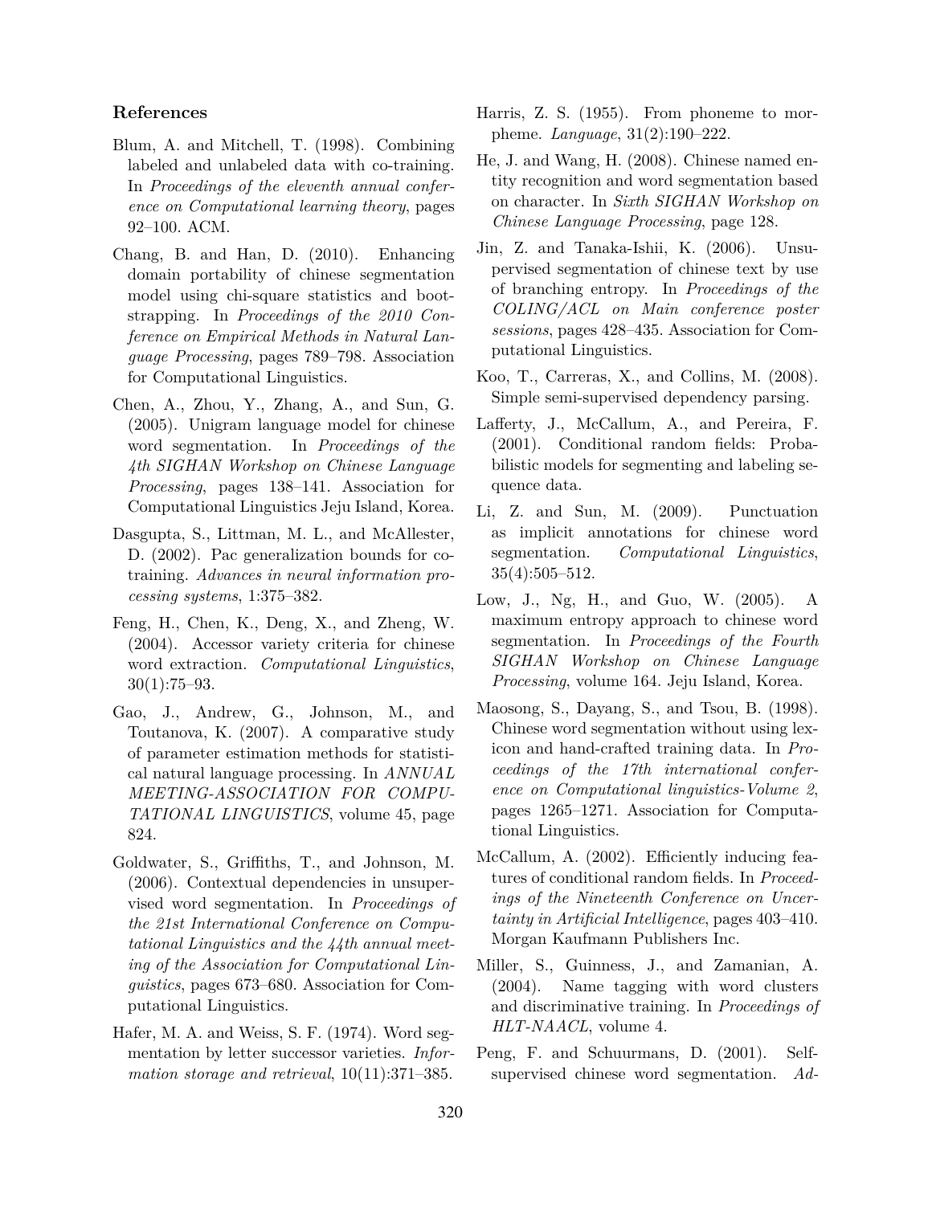## References

Blum, A. and Mitchell, T. (1998). Combining labeled and unlabeled data with co-training. In *Proceedings of the eleventh annual conference on Computational learning theory*, pages 92–100. ACM.

Chang, B. and Han, D. (2010). Enhancing domain portability of chinese segmentation model using chi-square statistics and bootstrapping. In *Proceedings of the 2010 Conference on Empirical Methods in Natural Language Processing*, pages 789–798. Association for Computational Linguistics.

Chen, A., Zhou, Y., Zhang, A., and Sun, G. (2005). Unigram language model for chinese word segmentation. In *Proceedings of the 4th SIGHAN Workshop on Chinese Language Processing*, pages 138–141. Association for Computational Linguistics Jeju Island, Korea.

Dasgupta, S., Littman, M. L., and McAllester, D. (2002). Pac generalization bounds for co-training. *Advances in neural information processing systems*, 1:375–382.

Feng, H., Chen, K., Deng, X., and Zheng, W. (2004). Accessor variety criteria for chinese word extraction. *Computational Linguistics*, 30(1):75–93.

Gao, J., Andrew, G., Johnson, M., and Toutanova, K. (2007). A comparative study of parameter estimation methods for statistical natural language processing. In *ANNUAL MEETING-ASSOCIATION FOR COMPUTATIONAL LINGUISTICS*, volume 45, page 824.

Goldwater, S., Griffiths, T., and Johnson, M. (2006). Contextual dependencies in unsupervised word segmentation. In *Proceedings of the 21st International Conference on Computational Linguistics and the 44th annual meeting of the Association for Computational Linguistics*, pages 673–680. Association for Computational Linguistics.

Hafer, M. A. and Weiss, S. F. (1974). Word segmentation by letter successor varieties. *Information storage and retrieval*, 10(11):371–385.

Harris, Z. S. (1955). From phoneme to morpheme. *Language*, 31(2):190–222.

He, J. and Wang, H. (2008). Chinese named entity recognition and word segmentation based on character. In *Sixth SIGHAN Workshop on Chinese Language Processing*, page 128.

Jin, Z. and Tanaka-Ishii, K. (2006). Unsupervised segmentation of chinese text by use of branching entropy. In *Proceedings of the COLING/ACL on Main conference poster sessions*, pages 428–435. Association for Computational Linguistics.

Koo, T., Carreras, X., and Collins, M. (2008). Simple semi-supervised dependency parsing.

Lafferty, J., McCallum, A., and Pereira, F. (2001). Conditional random fields: Probabilistic models for segmenting and labeling sequence data.

Li, Z. and Sun, M. (2009). Punctuation as implicit annotations for chinese word segmentation. *Computational Linguistics*, 35(4):505–512.

Low, J., Ng, H., and Guo, W. (2005). A maximum entropy approach to chinese word segmentation. In *Proceedings of the Fourth SIGHAN Workshop on Chinese Language Processing*, volume 164. Jeju Island, Korea.

Maosong, S., Dayang, S., and Tsou, B. (1998). Chinese word segmentation without using lexicon and hand-crafted training data. In *Proceedings of the 17th international conference on Computational linguistics-Volume 2*, pages 1265–1271. Association for Computational Linguistics.

McCallum, A. (2002). Efficiently inducing features of conditional random fields. In *Proceedings of the Nineteenth Conference on Uncertainty in Artificial Intelligence*, pages 403–410. Morgan Kaufmann Publishers Inc.

Miller, S., Guinness, J., and Zamanian, A. (2004). Name tagging with word clusters and discriminative training. In *Proceedings of HLT-NAACL*, volume 4.

Peng, F. and Schuurmans, D. (2001). Self-supervised chinese word segmentation. *Ad-*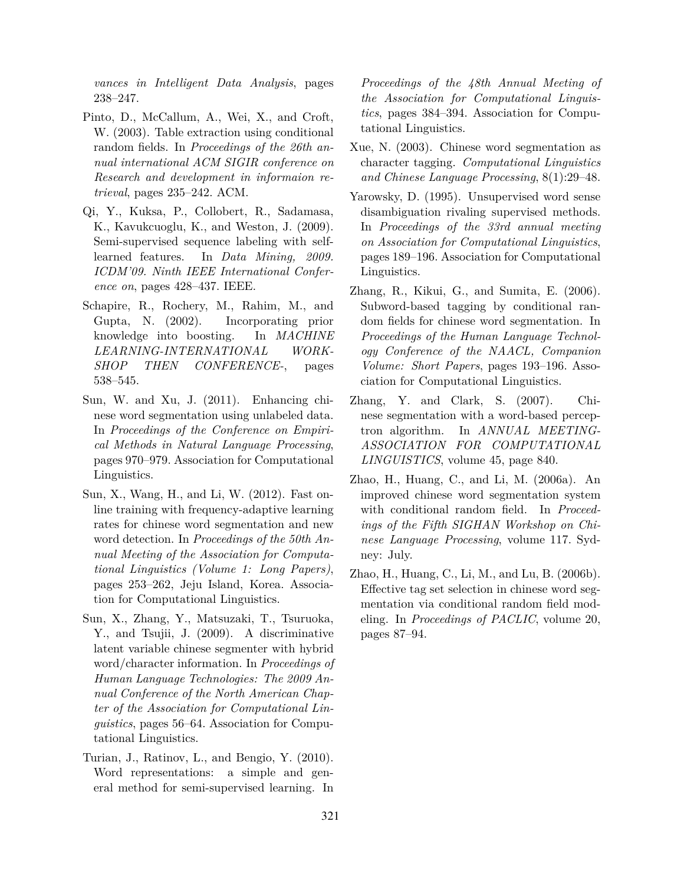vances in Intelligent Data Analysis*, pages 238–247.

Pinto, D., McCallum, A., Wei, X., and Croft, W. (2003). Table extraction using conditional random fields. In *Proceedings of the 26th annual international ACM SIGIR conference on Research and development in informaion retrieval*, pages 235–242. ACM.

Qi, Y., Kuksa, P., Collobert, R., Sadamasa, K., Kavukcuoglu, K., and Weston, J. (2009). Semi-supervised sequence labeling with self-learned features. In *Data Mining, 2009. ICDM'09. Ninth IEEE International Conference on*, pages 428–437. IEEE.

Schapire, R., Rochery, M., Rahim, M., and Gupta, N. (2002). Incorporating prior knowledge into boosting. In *MACHINE LEARNING-INTERNATIONAL WORKSHOP THEN CONFERENCE-*, pages 538–545.

Sun, W. and Xu, J. (2011). Enhancing chinese word segmentation using unlabeled data. In *Proceedings of the Conference on Empirical Methods in Natural Language Processing*, pages 970–979. Association for Computational Linguistics.

Sun, X., Wang, H., and Li, W. (2012). Fast online training with frequency-adaptive learning rates for chinese word segmentation and new word detection. In *Proceedings of the 50th Annual Meeting of the Association for Computational Linguistics (Volume 1: Long Papers)*, pages 253–262, Jeju Island, Korea. Association for Computational Linguistics.

Sun, X., Zhang, Y., Matsuzaki, T., Tsuruoka, Y., and Tsujii, J. (2009). A discriminative latent variable chinese segmenter with hybrid word/character information. In *Proceedings of Human Language Technologies: The 2009 Annual Conference of the North American Chapter of the Association for Computational Linguistics*, pages 56–64. Association for Computational Linguistics.

Turian, J., Ratinov, L., and Bengio, Y. (2010). Word representations: a simple and general method for semi-supervised learning. In *Proceedings of the 48th Annual Meeting of the Association for Computational Linguistics*, pages 384–394. Association for Computational Linguistics.

Xue, N. (2003). Chinese word segmentation as character tagging. *Computational Linguistics and Chinese Language Processing*, 8(1):29–48.

Yarowsky, D. (1995). Unsupervised word sense disambiguation rivaling supervised methods. In *Proceedings of the 33rd annual meeting on Association for Computational Linguistics*, pages 189–196. Association for Computational Linguistics.

Zhang, R., Kikui, G., and Sumita, E. (2006). Subword-based tagging by conditional random fields for chinese word segmentation. In *Proceedings of the Human Language Technology Conference of the NAACL, Companion Volume: Short Papers*, pages 193–196. Association for Computational Linguistics.

Zhang, Y. and Clark, S. (2007). Chinese segmentation with a word-based perceptron algorithm. In *ANNUAL MEETING-ASSOCIATION FOR COMPUTATIONAL LINGUISTICS*, volume 45, page 840.

Zhao, H., Huang, C., and Li, M. (2006a). An improved chinese word segmentation system with conditional random field. In *Proceedings of the Fifth SIGHAN Workshop on Chinese Language Processing*, volume 117. Sydney: July.

Zhao, H., Huang, C., Li, M., and Lu, B. (2006b). Effective tag set selection in chinese word segmentation via conditional random field modeling. In *Proceedings of PACLIC*, volume 20, pages 87–94.